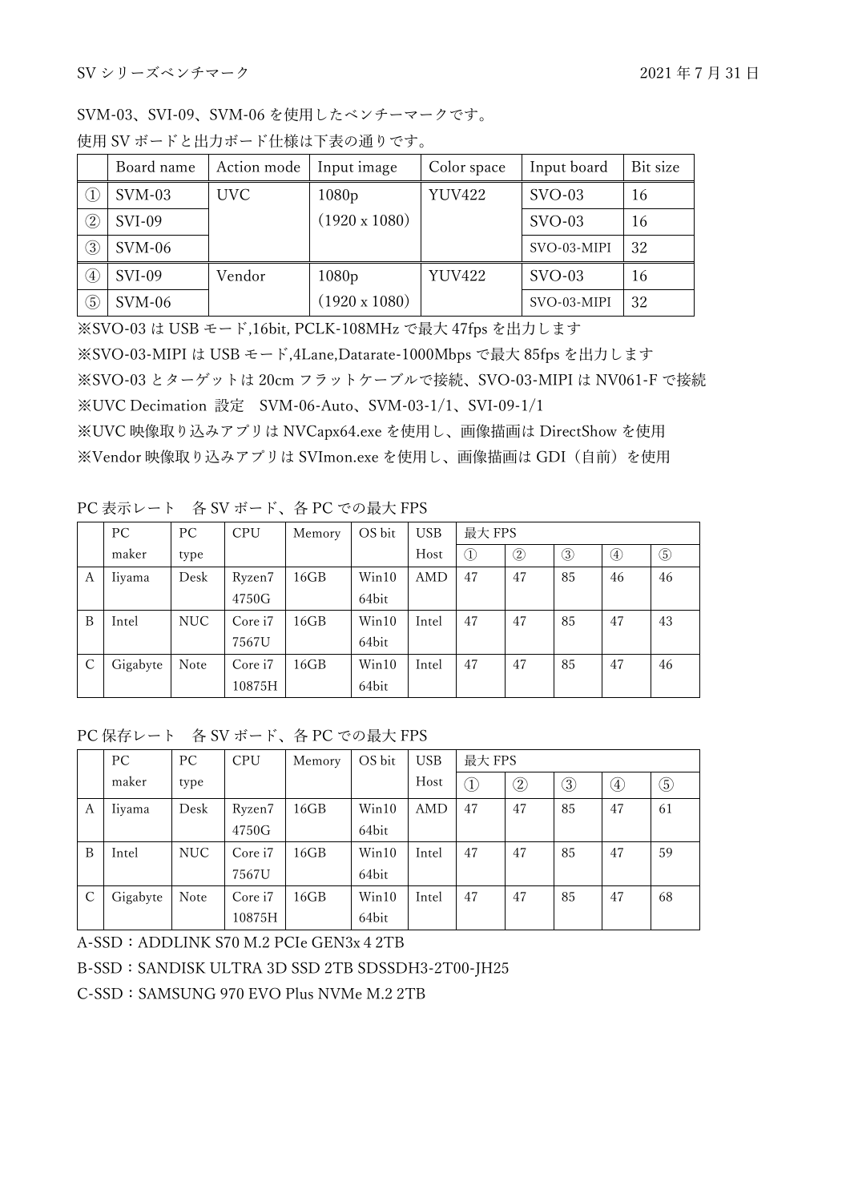SV シリーズベンチマーク　　2021 年 7 月 31 日

SVM-03、SVI-09、SVM-06 を使用したベンチーマークです。

使用 SV ボードと出力ボード仕様は下表の通りです。

| | Board name | Action mode | Input image | Color space | Input board | Bit size |
|---|---|---|---|---|---|---|
| ① | SVM-03 | UVC | 1080p (1920 x 1080) | YUV422 | SVO-03 | 16 |
| ② | SVI-09 | | | | SVO-03 | 16 |
| ③ | SVM-06 | | | | SVO-03-MIPI | 32 |
| ④ | SVI-09 | Vendor | 1080p (1920 x 1080) | YUV422 | SVO-03 | 16 |
| ⑤ | SVM-06 | | | | SVO-03-MIPI | 32 |

※SVO-03 は USB モード,16bit, PCLK-108MHz で最大 47fps を出力します

※SVO-03-MIPI は USB モード,4Lane,Datarate-1000Mbps で最大 85fps を出力します

※SVO-03 とターゲットは 20cm フラットケーブルで接続、SVO-03-MIPI は NV061-F で接続

※UVC Decimation 設定　SVM-06-Auto、SVM-03-1/1、SVI-09-1/1

※UVC 映像取り込みアプリは NVCapx64.exe を使用し、画像描画は DirectShow を使用

※Vendor 映像取り込みアプリは SVImon.exe を使用し、画像描画は GDI（自前）を使用

PC 表示レート　各 SV ボード、各 PC での最大 FPS

| | PC maker | PC type | CPU | Memory | OS bit | USB Host | 最大 FPS ① | ② | ③ | ④ | ⑤ |
|---|---|---|---|---|---|---|---|---|---|---|---|
| A | Iiyama | Desk | Ryzen7 4750G | 16GB | Win10 64bit | AMD | 47 | 47 | 85 | 46 | 46 |
| B | Intel | NUC | Core i7 7567U | 16GB | Win10 64bit | Intel | 47 | 47 | 85 | 47 | 43 |
| C | Gigabyte | Note | Core i7 10875H | 16GB | Win10 64bit | Intel | 47 | 47 | 85 | 47 | 46 |

PC 保存レート　各 SV ボード、各 PC での最大 FPS

| | PC maker | PC type | CPU | Memory | OS bit | USB Host | 最大 FPS ① | ② | ③ | ④ | ⑤ |
|---|---|---|---|---|---|---|---|---|---|---|---|
| A | Iiyama | Desk | Ryzen7 4750G | 16GB | Win10 64bit | AMD | 47 | 47 | 85 | 47 | 61 |
| B | Intel | NUC | Core i7 7567U | 16GB | Win10 64bit | Intel | 47 | 47 | 85 | 47 | 59 |
| C | Gigabyte | Note | Core i7 10875H | 16GB | Win10 64bit | Intel | 47 | 47 | 85 | 47 | 68 |

A-SSD：ADDLINK S70 M.2 PCIe GEN3x 4 2TB

B-SSD：SANDISK ULTRA 3D SSD 2TB SDSSDH3-2T00-JH25

C-SSD：SAMSUNG 970 EVO Plus NVMe M.2 2TB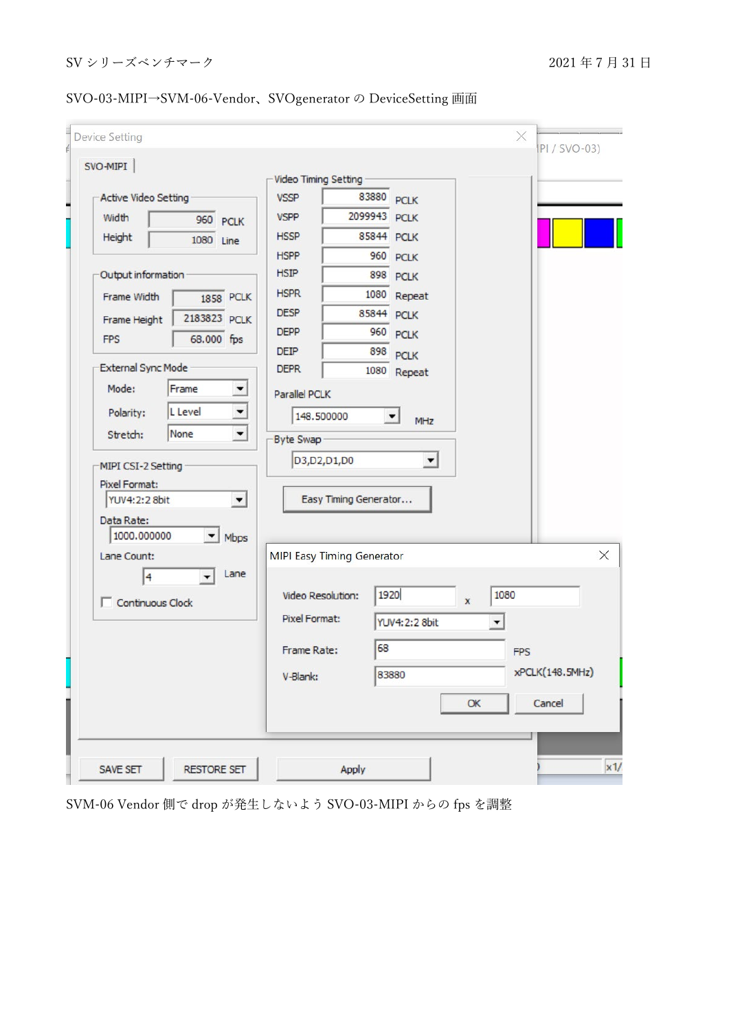SVO-03-MIPI→SVM-06-Vendor、SVOgenerator の DeviceSetting 画面

SVM-06 Vendor 側で drop が発生しないよう SVO-03-MIPI からの fps を調整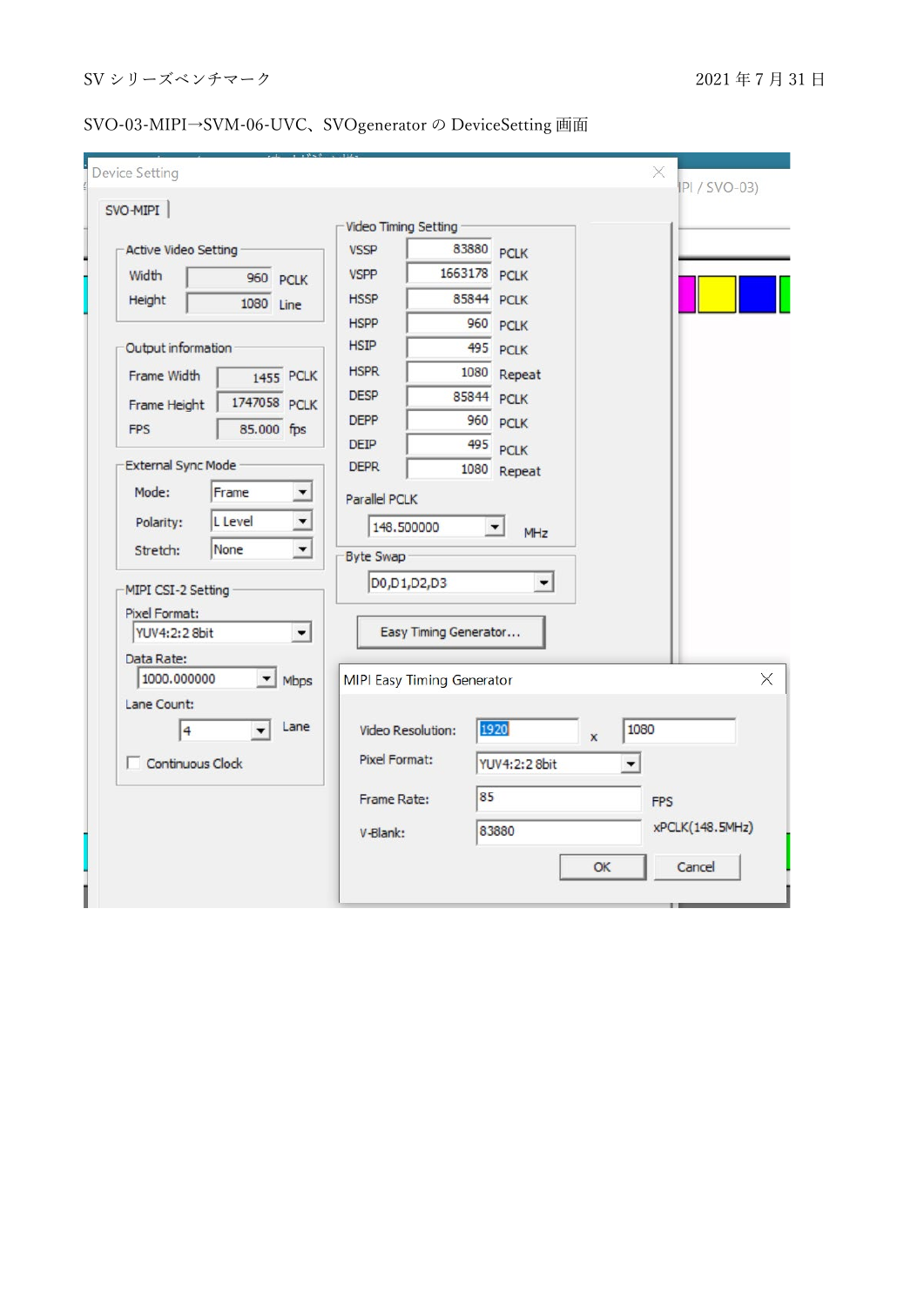SVO-03-MIPI→SVM-06-UVC、SVOgenerator の DeviceSetting 画面

Device Setting

SVO-MIPI

Active Video Setting

| | | |
|---|---|---|
| Width | 960 | PCLK |
| Height | 1080 | Line |

Output information

| | | |
|---|---|---|
| Frame Width | 1455 | PCLK |
| Frame Height | 1747058 | PCLK |
| FPS | 85.000 | fps |

External Sync Mode

| | |
|---|---|
| Mode: | Frame |
| Polarity: | L Level |
| Stretch: | None |

MIPI CSI-2 Setting

Pixel Format: YUV4:2:2 8bit

Data Rate: 1000.000000 Mbps

Lane Count: 4 Lane

Continuous Clock

Video Timing Setting

| | | |
|---|---|---|
| VSSP | 83880 | PCLK |
| VSPP | 1663178 | PCLK |
| HSSP | 85844 | PCLK |
| HSPP | 960 | PCLK |
| HSIP | 495 | PCLK |
| HSPR | 1080 | Repeat |
| DESP | 85844 | PCLK |
| DEPP | 960 | PCLK |
| DEIP | 495 | PCLK |
| DEPR | 1080 | Repeat |

Parallel PCLK: 148.500000 MHz

Byte Swap: D0,D1,D2,D3

Easy Timing Generator...

MIPI Easy Timing Generator

| | | |
|---|---|---|
| Video Resolution: | 1920 x 1080 | |
| Pixel Format: | YUV4:2:2 8bit | |
| Frame Rate: | 85 | FPS |
| V-Blank: | 83880 | xPCLK(148.5MHz) |

OK　Cancel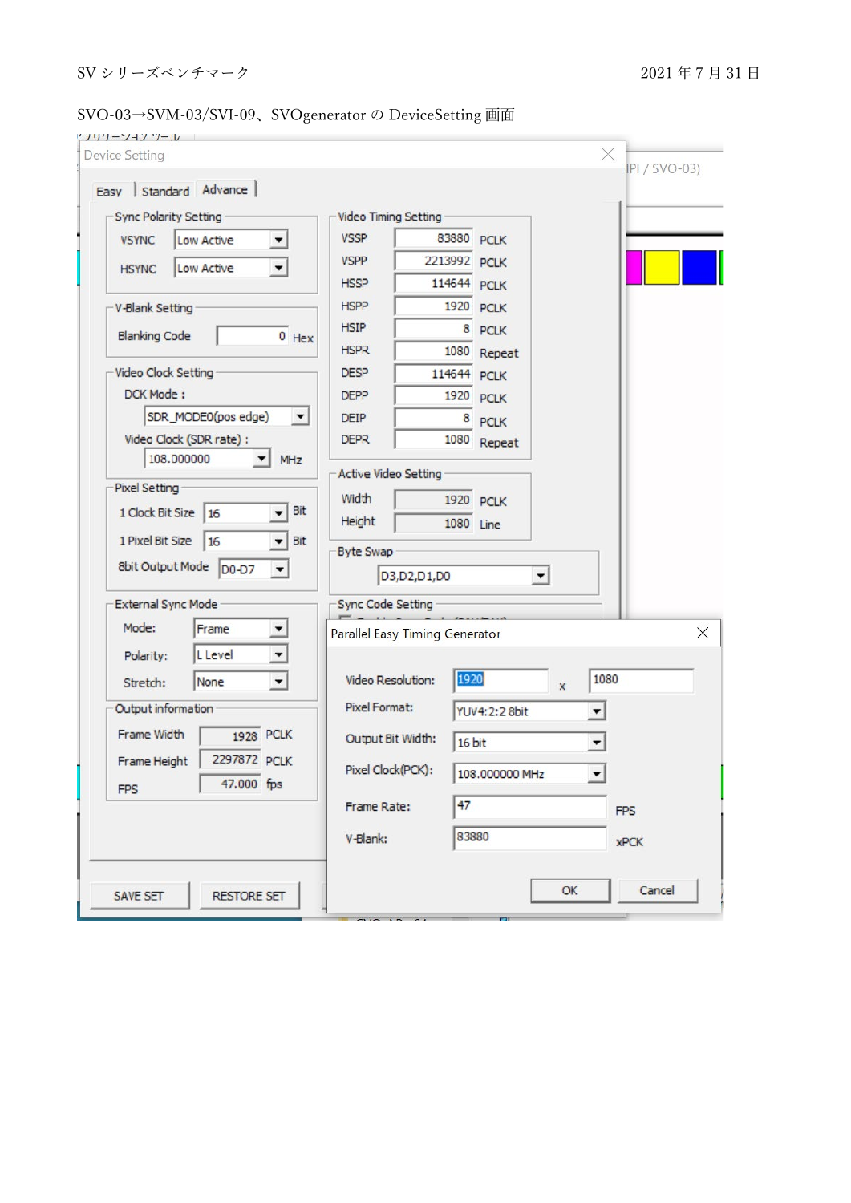SVO-03→SVM-03/SVI-09、SVOgenerator の DeviceSetting 画面

Device Setting

Easy | Standard | Advance

Sync Polarity Setting

VSYNC Low Active

HSYNC Low Active

V-Blank Setting

Blanking Code 0 Hex

Video Clock Setting

DCK Mode :

SDR_MODE0(pos edge)

Video Clock (SDR rate) :

108.000000 MHz

Pixel Setting

1 Clock Bit Size 16 Bit

1 Pixel Bit Size 16 Bit

8bit Output Mode D0-D7

External Sync Mode

Mode: Frame

Polarity: L Level

Stretch: None

Output information

Frame Width 1928 PCLK

Frame Height 2297872 PCLK

FPS 47.000 fps

Video Timing Setting

| | | |
|---|---|---|
| VSSP | 83880 | PCLK |
| VSPP | 2213992 | PCLK |
| HSSP | 114644 | PCLK |
| HSPP | 1920 | PCLK |
| HSIP | 8 | PCLK |
| HSPR | 1080 | Repeat |
| DESP | 114644 | PCLK |
| DEPP | 1920 | PCLK |
| DEIP | 8 | PCLK |
| DEPR | 1080 | Repeat |

Active Video Setting

Width 1920 PCLK

Height 1080 Line

Byte Swap

D3,D2,D1,D0

Sync Code Setting

Parallel Easy Timing Generator

Video Resolution: 1920 x 1080

Pixel Format: YUV4:2:2 8bit

Output Bit Width: 16 bit

Pixel Clock(PCK): 108.000000 MHz

Frame Rate: 47 FPS

V-Blank: 83880 xPCK

OK Cancel

SAVE SET RESTORE SET